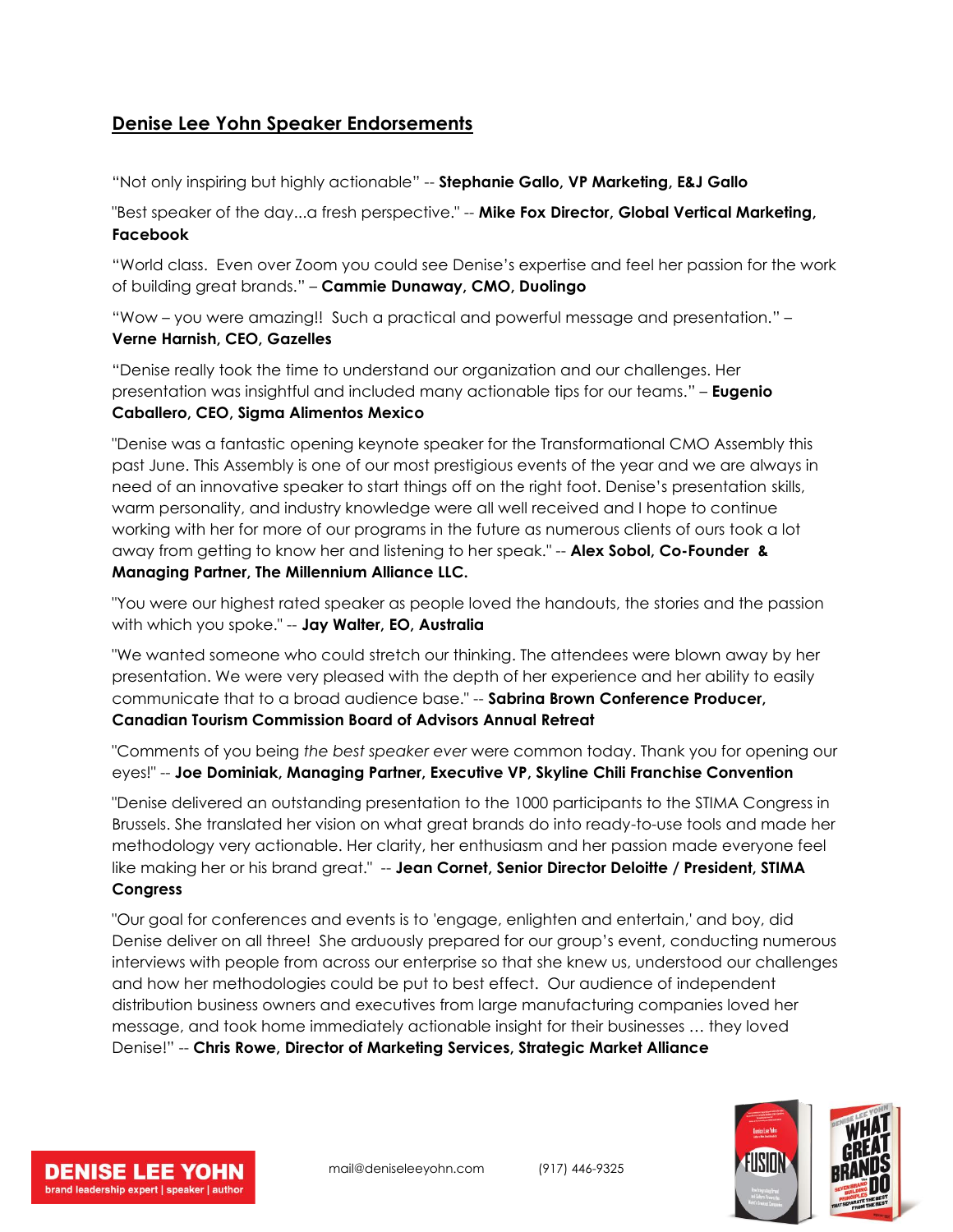## **Denise Lee Yohn Speaker Endorsements**

"Not only inspiring but highly actionable" -- **Stephanie Gallo, VP Marketing, E&J Gallo**

"Best speaker of the day...a fresh perspective." -- **Mike Fox Director, Global Vertical Marketing, Facebook**

"World class. Even over Zoom you could see Denise's expertise and feel her passion for the work of building great brands." – **Cammie Dunaway, CMO, Duolingo**

"Wow – you were amazing!! Such a practical and powerful message and presentation." – **Verne Harnish, CEO, Gazelles**

"Denise really took the time to understand our organization and our challenges. Her presentation was insightful and included many actionable tips for our teams." – **Eugenio Caballero, CEO, Sigma Alimentos Mexico**

"Denise was a fantastic opening keynote speaker for the Transformational CMO Assembly this past June. This Assembly is one of our most prestigious events of the year and we are always in need of an innovative speaker to start things off on the right foot. Denise's presentation skills, warm personality, and industry knowledge were all well received and I hope to continue working with her for more of our programs in the future as numerous clients of ours took a lot away from getting to know her and listening to her speak." -- **Alex Sobol, Co-Founder & Managing Partner, The Millennium Alliance LLC.**

"You were our highest rated speaker as people loved the handouts, the stories and the passion with which you spoke." -- **Jay Walter, EO, Australia**

"We wanted someone who could stretch our thinking. The attendees were blown away by her presentation. We were very pleased with the depth of her experience and her ability to easily communicate that to a broad audience base." -- **Sabrina Brown Conference Producer, Canadian Tourism Commission Board of Advisors Annual Retreat**

"Comments of you being *the best speaker ever* were common today. Thank you for opening our eyes!" -- **Joe Dominiak, Managing Partner, Executive VP, Skyline Chili Franchise Convention**

"Denise delivered an outstanding presentation to the 1000 participants to the STIMA Congress in Brussels. She translated her vision on what great brands do into ready-to-use tools and made her methodology very actionable. Her clarity, her enthusiasm and her passion made everyone feel like making her or his brand great." -- **Jean Cornet, Senior Director Deloitte / President, STIMA Congress**

"Our goal for conferences and events is to 'engage, enlighten and entertain,' and boy, did Denise deliver on all three! She arduously prepared for our group's event, conducting numerous interviews with people from across our enterprise so that she knew us, understood our challenges and how her methodologies could be put to best effect. Our audience of independent distribution business owners and executives from large manufacturing companies loved her message, and took home immediately actionable insight for their businesses … they loved Denise!" -- **Chris Rowe, Director of Marketing Services, Strategic Market Alliance**

**DENISE LEE YOHN**
brand leadership expert | speaker | author

mail@deniseleeyohn.com (917) 446-9325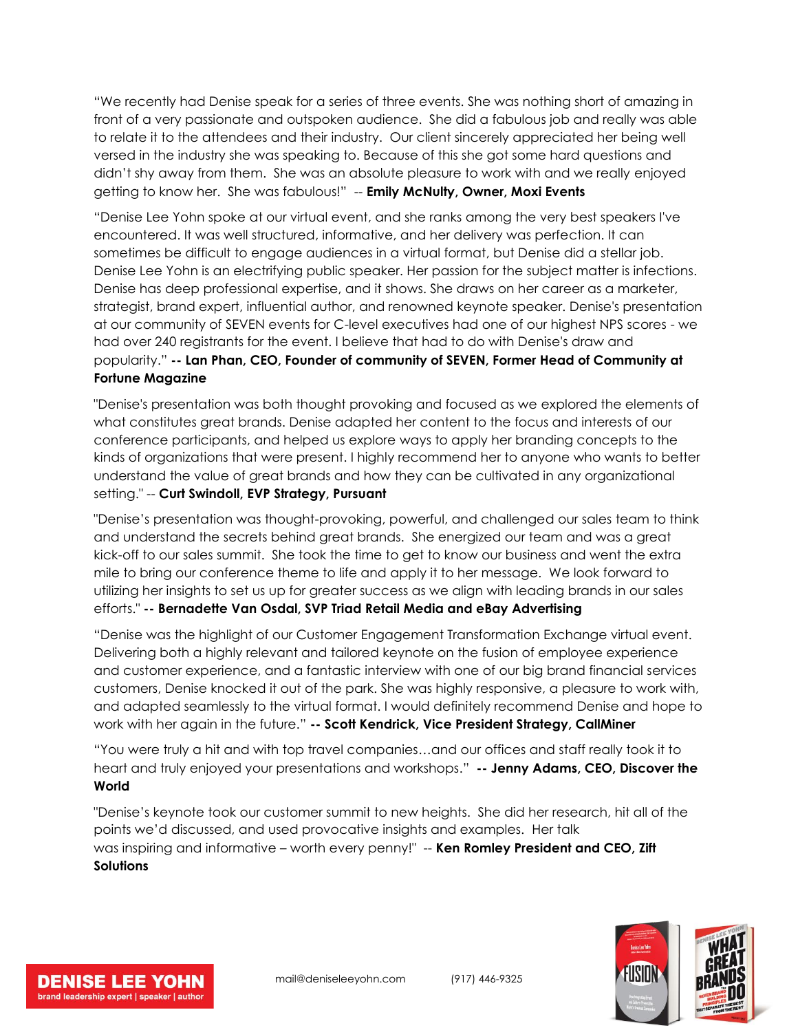"We recently had Denise speak for a series of three events. She was nothing short of amazing in front of a very passionate and outspoken audience. She did a fabulous job and really was able to relate it to the attendees and their industry. Our client sincerely appreciated her being well versed in the industry she was speaking to. Because of this she got some hard questions and didn't shy away from them. She was an absolute pleasure to work with and we really enjoyed getting to know her. She was fabulous!" -- **Emily McNulty, Owner, Moxi Events**

"Denise Lee Yohn spoke at our virtual event, and she ranks among the very best speakers I've encountered. It was well structured, informative, and her delivery was perfection. It can sometimes be difficult to engage audiences in a virtual format, but Denise did a stellar job. Denise Lee Yohn is an electrifying public speaker. Her passion for the subject matter is infections. Denise has deep professional expertise, and it shows. She draws on her career as a marketer, strategist, brand expert, influential author, and renowned keynote speaker. Denise's presentation at our community of SEVEN events for C-level executives had one of our highest NPS scores - we had over 240 registrants for the event. I believe that had to do with Denise's draw and popularity." **-- Lan Phan, CEO, Founder of community of SEVEN, Former Head of Community at Fortune Magazine**

"Denise's presentation was both thought provoking and focused as we explored the elements of what constitutes great brands. Denise adapted her content to the focus and interests of our conference participants, and helped us explore ways to apply her branding concepts to the kinds of organizations that were present. I highly recommend her to anyone who wants to better understand the value of great brands and how they can be cultivated in any organizational setting." -- **Curt Swindoll, EVP Strategy, Pursuant**

"Denise's presentation was thought-provoking, powerful, and challenged our sales team to think and understand the secrets behind great brands. She energized our team and was a great kick-off to our sales summit. She took the time to get to know our business and went the extra mile to bring our conference theme to life and apply it to her message. We look forward to utilizing her insights to set us up for greater success as we align with leading brands in our sales efforts." **-- Bernadette Van Osdal, SVP Triad Retail Media and eBay Advertising**

"Denise was the highlight of our Customer Engagement Transformation Exchange virtual event. Delivering both a highly relevant and tailored keynote on the fusion of employee experience and customer experience, and a fantastic interview with one of our big brand financial services customers, Denise knocked it out of the park. She was highly responsive, a pleasure to work with, and adapted seamlessly to the virtual format. I would definitely recommend Denise and hope to work with her again in the future." **-- Scott Kendrick, Vice President Strategy, CallMiner**

"You were truly a hit and with top travel companies…and our offices and staff really took it to heart and truly enjoyed your presentations and workshops." **-- Jenny Adams, CEO, Discover the World**

"Denise's keynote took our customer summit to new heights. She did her research, hit all of the points we'd discussed, and used provocative insights and examples. Her talk was inspiring and informative – worth every penny!" -- **Ken Romley President and CEO, Zift Solutions**

**DENISE LEE YOHN**
brand leadership expert | speaker | author

mail@deniseleeyohn.com (917) 446-9325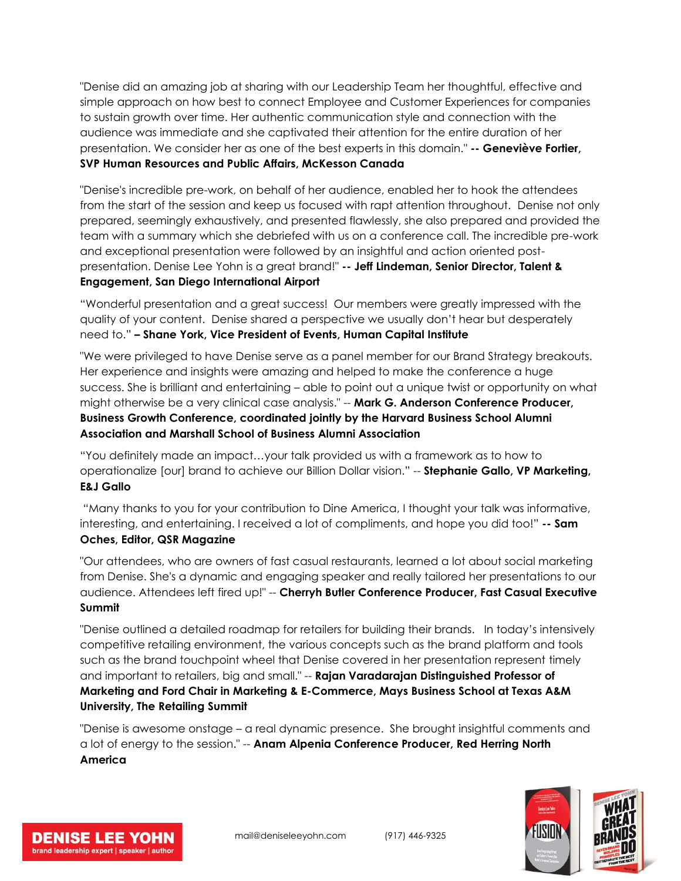"Denise did an amazing job at sharing with our Leadership Team her thoughtful, effective and simple approach on how best to connect Employee and Customer Experiences for companies to sustain growth over time. Her authentic communication style and connection with the audience was immediate and she captivated their attention for the entire duration of her presentation. We consider her as one of the best experts in this domain." **-- Geneviève Fortier, SVP Human Resources and Public Affairs, McKesson Canada**

"Denise's incredible pre-work, on behalf of her audience, enabled her to hook the attendees from the start of the session and keep us focused with rapt attention throughout. Denise not only prepared, seemingly exhaustively, and presented flawlessly, she also prepared and provided the team with a summary which she debriefed with us on a conference call. The incredible pre-work and exceptional presentation were followed by an insightful and action oriented post-presentation. Denise Lee Yohn is a great brand!" **-- Jeff Lindeman, Senior Director, Talent & Engagement, San Diego International Airport**

"Wonderful presentation and a great success! Our members were greatly impressed with the quality of your content. Denise shared a perspective we usually don't hear but desperately need to." **– Shane York, Vice President of Events, Human Capital Institute**

"We were privileged to have Denise serve as a panel member for our Brand Strategy breakouts. Her experience and insights were amazing and helped to make the conference a huge success. She is brilliant and entertaining – able to point out a unique twist or opportunity on what might otherwise be a very clinical case analysis." -- **Mark G. Anderson Conference Producer, Business Growth Conference, coordinated jointly by the Harvard Business School Alumni Association and Marshall School of Business Alumni Association**

"You definitely made an impact…your talk provided us with a framework as to how to operationalize [our] brand to achieve our Billion Dollar vision." -- **Stephanie Gallo, VP Marketing, E&J Gallo**

"Many thanks to you for your contribution to Dine America, I thought your talk was informative, interesting, and entertaining. I received a lot of compliments, and hope you did too!" **-- Sam Oches, Editor, QSR Magazine**

"Our attendees, who are owners of fast casual restaurants, learned a lot about social marketing from Denise. She's a dynamic and engaging speaker and really tailored her presentations to our audience. Attendees left fired up!" -- **Cherryh Butler Conference Producer, Fast Casual Executive Summit**

"Denise outlined a detailed roadmap for retailers for building their brands. In today's intensively competitive retailing environment, the various concepts such as the brand platform and tools such as the brand touchpoint wheel that Denise covered in her presentation represent timely and important to retailers, big and small." -- **Rajan Varadarajan Distinguished Professor of Marketing and Ford Chair in Marketing & E-Commerce, Mays Business School at Texas A&M University, The Retailing Summit**

"Denise is awesome onstage – a real dynamic presence. She brought insightful comments and a lot of energy to the session." -- **Anam Alpenia Conference Producer, Red Herring North America**

**DENISE LEE YOHN**
brand leadership expert | speaker | author

mail@deniseleeyohn.com (917) 446-9325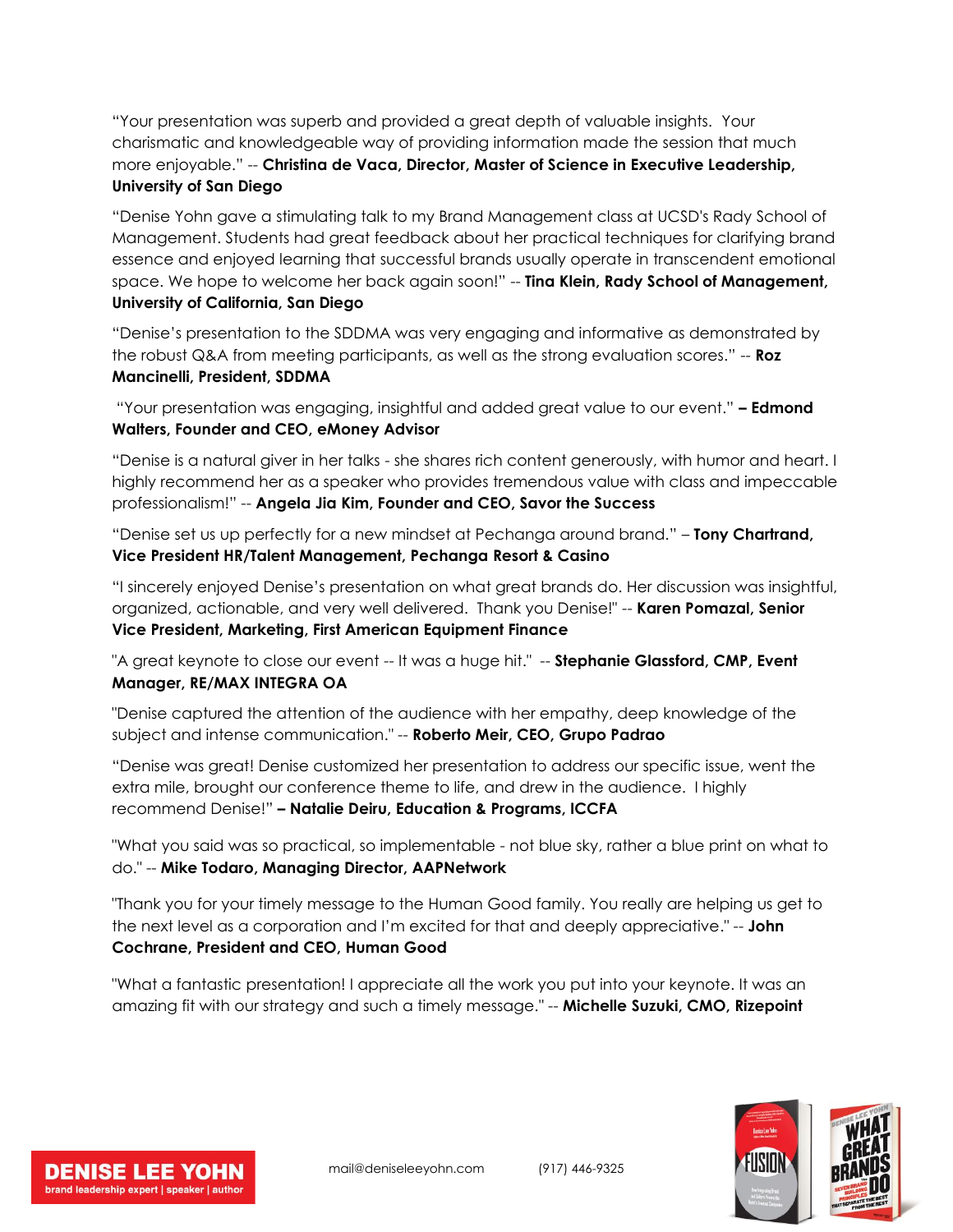"Your presentation was superb and provided a great depth of valuable insights. Your charismatic and knowledgeable way of providing information made the session that much more enjoyable." -- **Christina de Vaca, Director, Master of Science in Executive Leadership, University of San Diego**

"Denise Yohn gave a stimulating talk to my Brand Management class at UCSD's Rady School of Management. Students had great feedback about her practical techniques for clarifying brand essence and enjoyed learning that successful brands usually operate in transcendent emotional space. We hope to welcome her back again soon!" -- **Tina Klein, Rady School of Management, University of California, San Diego**

"Denise's presentation to the SDDMA was very engaging and informative as demonstrated by the robust Q&A from meeting participants, as well as the strong evaluation scores." -- **Roz Mancinelli, President, SDDMA**

"Your presentation was engaging, insightful and added great value to our event." **– Edmond Walters, Founder and CEO, eMoney Advisor**

"Denise is a natural giver in her talks - she shares rich content generously, with humor and heart. I highly recommend her as a speaker who provides tremendous value with class and impeccable professionalism!" -- **Angela Jia Kim, Founder and CEO, Savor the Success**

"Denise set us up perfectly for a new mindset at Pechanga around brand." – **Tony Chartrand, Vice President HR/Talent Management, Pechanga Resort & Casino**

"I sincerely enjoyed Denise's presentation on what great brands do. Her discussion was insightful, organized, actionable, and very well delivered. Thank you Denise!" -- **Karen Pomazal, Senior Vice President, Marketing, First American Equipment Finance**

"A great keynote to close our event -- It was a huge hit." -- **Stephanie Glassford, CMP, Event Manager, RE/MAX INTEGRA OA**

"Denise captured the attention of the audience with her empathy, deep knowledge of the subject and intense communication." -- **Roberto Meir, CEO, Grupo Padrao**

"Denise was great! Denise customized her presentation to address our specific issue, went the extra mile, brought our conference theme to life, and drew in the audience. I highly recommend Denise!" **– Natalie Deiru, Education & Programs, ICCFA**

"What you said was so practical, so implementable - not blue sky, rather a blue print on what to do." -- **Mike Todaro, Managing Director, AAPNetwork**

"Thank you for your timely message to the Human Good family. You really are helping us get to the next level as a corporation and I'm excited for that and deeply appreciative." -- **John Cochrane, President and CEO, Human Good**

"What a fantastic presentation! I appreciate all the work you put into your keynote. It was an amazing fit with our strategy and such a timely message." -- **Michelle Suzuki, CMO, Rizepoint**

**DENISE LEE YOHN**
brand leadership expert | speaker | author

mail@deniseleeyohn.com (917) 446-9325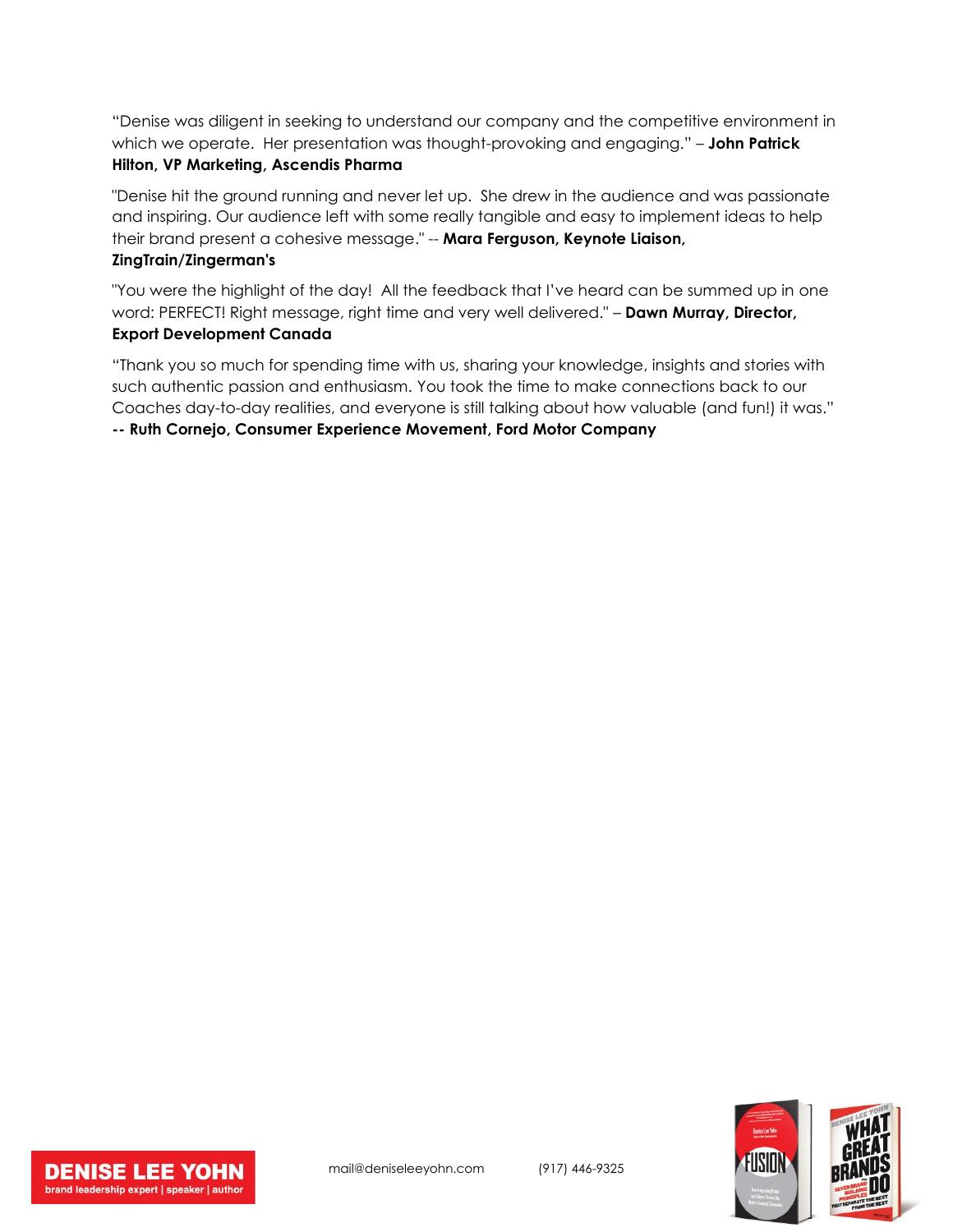“Denise was diligent in seeking to understand our company and the competitive environment in which we operate. Her presentation was thought-provoking and engaging.” – **John Patrick Hilton, VP Marketing, Ascendis Pharma**

"Denise hit the ground running and never let up. She drew in the audience and was passionate and inspiring. Our audience left with some really tangible and easy to implement ideas to help their brand present a cohesive message." -- **Mara Ferguson, Keynote Liaison, ZingTrain/Zingerman's**

"You were the highlight of the day! All the feedback that I’ve heard can be summed up in one word: PERFECT! Right message, right time and very well delivered." – **Dawn Murray, Director, Export Development Canada**

“Thank you so much for spending time with us, sharing your knowledge, insights and stories with such authentic passion and enthusiasm. You took the time to make connections back to our Coaches day-to-day realities, and everyone is still talking about how valuable (and fun!) it was.” **-- Ruth Cornejo, Consumer Experience Movement, Ford Motor Company**

**DENISE LEE YOHN**
brand leadership expert | speaker | author

mail@deniseleeyohn.com (917) 446-9325